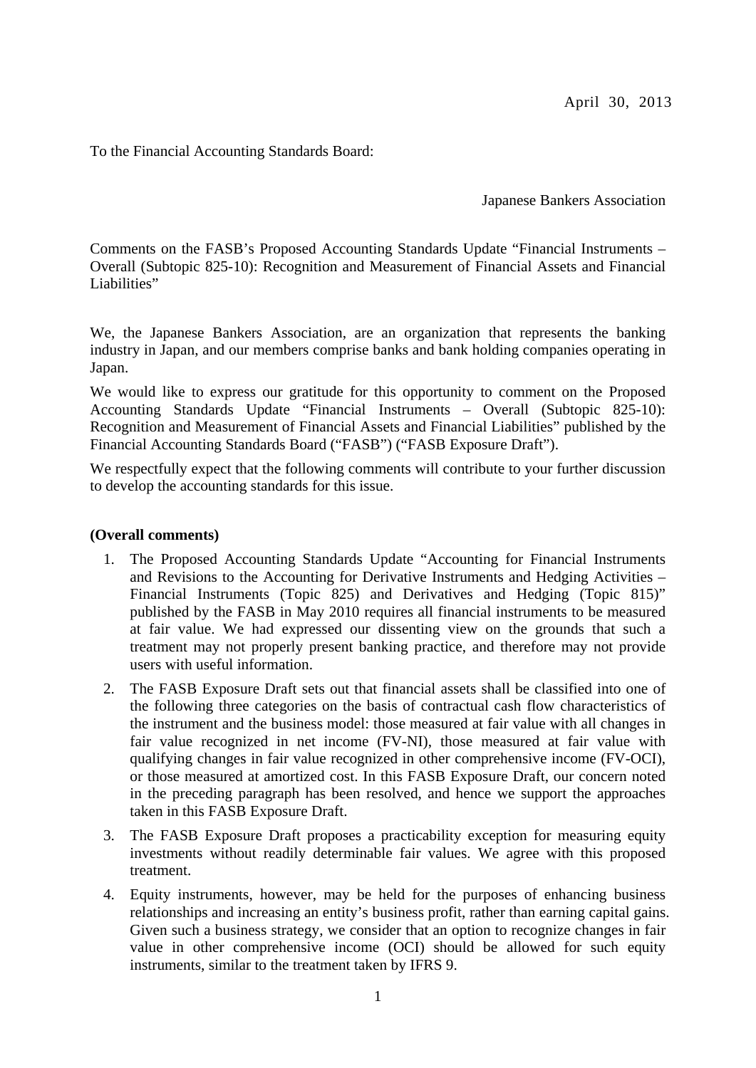April 30, 2013

To the Financial Accounting Standards Board:

Japanese Bankers Association

Comments on the FASB's Proposed Accounting Standards Update "Financial Instruments – Overall (Subtopic 825-10): Recognition and Measurement of Financial Assets and Financial Liabilities"

We, the Japanese Bankers Association, are an organization that represents the banking industry in Japan, and our members comprise banks and bank holding companies operating in Japan.

We would like to express our gratitude for this opportunity to comment on the Proposed Accounting Standards Update "Financial Instruments – Overall (Subtopic 825-10): Recognition and Measurement of Financial Assets and Financial Liabilities" published by the Financial Accounting Standards Board ("FASB") ("FASB Exposure Draft").

We respectfully expect that the following comments will contribute to your further discussion to develop the accounting standards for this issue.

**(Overall comments)**

1. The Proposed Accounting Standards Update "Accounting for Financial Instruments and Revisions to the Accounting for Derivative Instruments and Hedging Activities – Financial Instruments (Topic 825) and Derivatives and Hedging (Topic 815)" published by the FASB in May 2010 requires all financial instruments to be measured at fair value. We had expressed our dissenting view on the grounds that such a treatment may not properly present banking practice, and therefore may not provide users with useful information.
2. The FASB Exposure Draft sets out that financial assets shall be classified into one of the following three categories on the basis of contractual cash flow characteristics of the instrument and the business model: those measured at fair value with all changes in fair value recognized in net income (FV-NI), those measured at fair value with qualifying changes in fair value recognized in other comprehensive income (FV-OCI), or those measured at amortized cost. In this FASB Exposure Draft, our concern noted in the preceding paragraph has been resolved, and hence we support the approaches taken in this FASB Exposure Draft.
3. The FASB Exposure Draft proposes a practicability exception for measuring equity investments without readily determinable fair values. We agree with this proposed treatment.
4. Equity instruments, however, may be held for the purposes of enhancing business relationships and increasing an entity's business profit, rather than earning capital gains. Given such a business strategy, we consider that an option to recognize changes in fair value in other comprehensive income (OCI) should be allowed for such equity instruments, similar to the treatment taken by IFRS 9.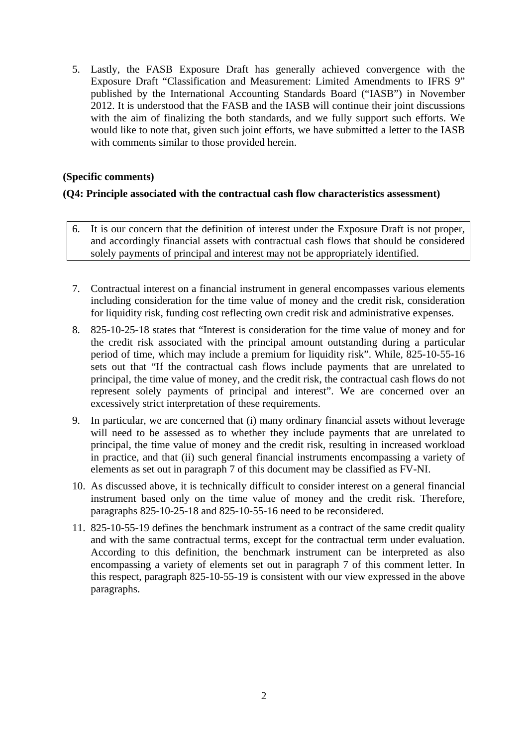5. Lastly, the FASB Exposure Draft has generally achieved convergence with the Exposure Draft "Classification and Measurement: Limited Amendments to IFRS 9" published by the International Accounting Standards Board ("IASB") in November 2012. It is understood that the FASB and the IASB will continue their joint discussions with the aim of finalizing the both standards, and we fully support such efforts. We would like to note that, given such joint efforts, we have submitted a letter to the IASB with comments similar to those provided herein.

**(Specific comments)**

**(Q4: Principle associated with the contractual cash flow characteristics assessment)**

6. It is our concern that the definition of interest under the Exposure Draft is not proper, and accordingly financial assets with contractual cash flows that should be considered solely payments of principal and interest may not be appropriately identified.

7. Contractual interest on a financial instrument in general encompasses various elements including consideration for the time value of money and the credit risk, consideration for liquidity risk, funding cost reflecting own credit risk and administrative expenses.
8. 825-10-25-18 states that "Interest is consideration for the time value of money and for the credit risk associated with the principal amount outstanding during a particular period of time, which may include a premium for liquidity risk". While, 825-10-55-16 sets out that "If the contractual cash flows include payments that are unrelated to principal, the time value of money, and the credit risk, the contractual cash flows do not represent solely payments of principal and interest". We are concerned over an excessively strict interpretation of these requirements.
9. In particular, we are concerned that (i) many ordinary financial assets without leverage will need to be assessed as to whether they include payments that are unrelated to principal, the time value of money and the credit risk, resulting in increased workload in practice, and that (ii) such general financial instruments encompassing a variety of elements as set out in paragraph 7 of this document may be classified as FV-NI.
10. As discussed above, it is technically difficult to consider interest on a general financial instrument based only on the time value of money and the credit risk. Therefore, paragraphs 825-10-25-18 and 825-10-55-16 need to be reconsidered.
11. 825-10-55-19 defines the benchmark instrument as a contract of the same credit quality and with the same contractual terms, except for the contractual term under evaluation. According to this definition, the benchmark instrument can be interpreted as also encompassing a variety of elements set out in paragraph 7 of this comment letter. In this respect, paragraph 825-10-55-19 is consistent with our view expressed in the above paragraphs.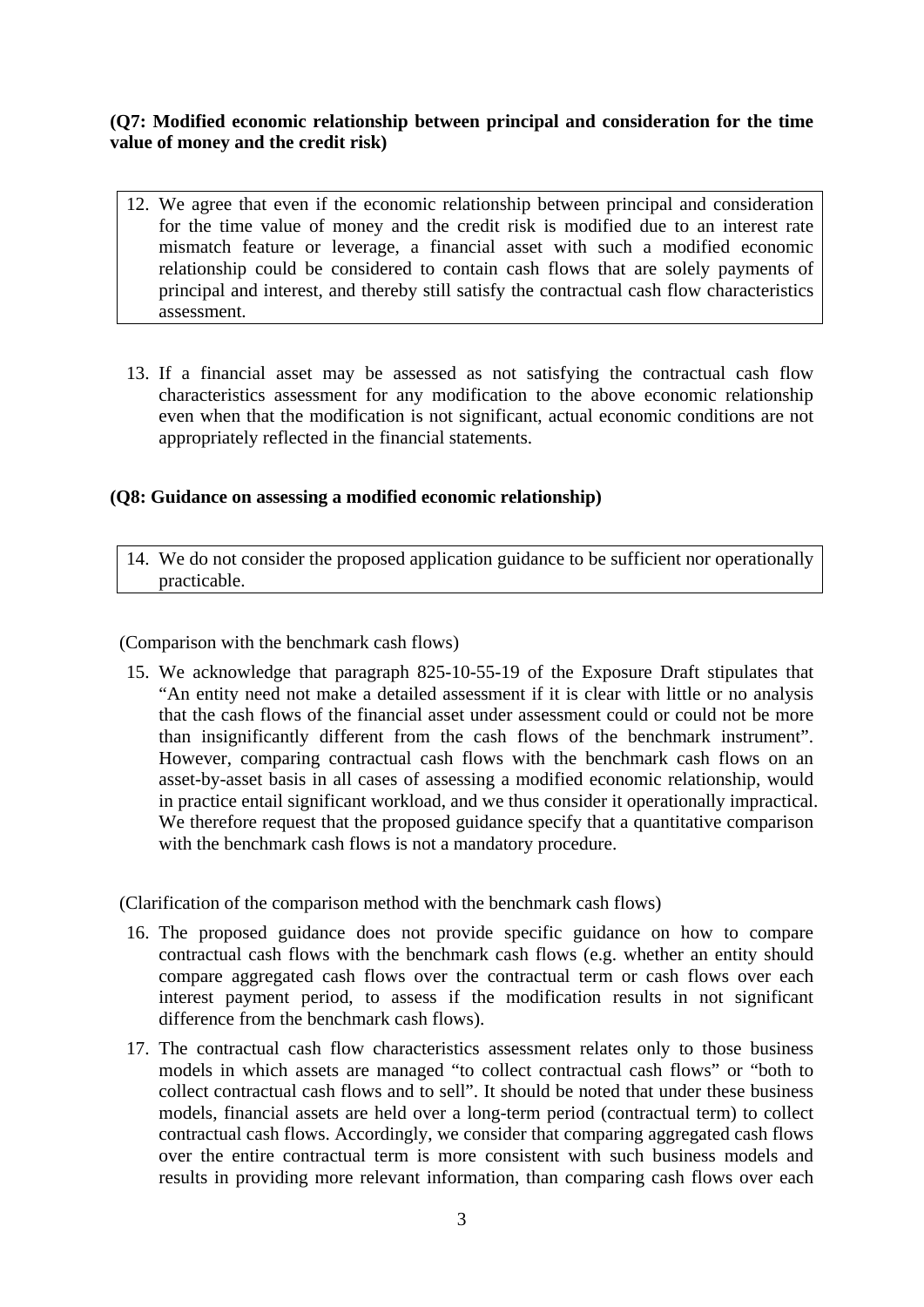**(Q7: Modified economic relationship between principal and consideration for the time value of money and the credit risk)**

12. We agree that even if the economic relationship between principal and consideration for the time value of money and the credit risk is modified due to an interest rate mismatch feature or leverage, a financial asset with such a modified economic relationship could be considered to contain cash flows that are solely payments of principal and interest, and thereby still satisfy the contractual cash flow characteristics assessment.

13. If a financial asset may be assessed as not satisfying the contractual cash flow characteristics assessment for any modification to the above economic relationship even when that the modification is not significant, actual economic conditions are not appropriately reflected in the financial statements.

**(Q8: Guidance on assessing a modified economic relationship)**

14. We do not consider the proposed application guidance to be sufficient nor operationally practicable.

(Comparison with the benchmark cash flows)

15. We acknowledge that paragraph 825-10-55-19 of the Exposure Draft stipulates that "An entity need not make a detailed assessment if it is clear with little or no analysis that the cash flows of the financial asset under assessment could or could not be more than insignificantly different from the cash flows of the benchmark instrument". However, comparing contractual cash flows with the benchmark cash flows on an asset-by-asset basis in all cases of assessing a modified economic relationship, would in practice entail significant workload, and we thus consider it operationally impractical. We therefore request that the proposed guidance specify that a quantitative comparison with the benchmark cash flows is not a mandatory procedure.

(Clarification of the comparison method with the benchmark cash flows)

16. The proposed guidance does not provide specific guidance on how to compare contractual cash flows with the benchmark cash flows (e.g. whether an entity should compare aggregated cash flows over the contractual term or cash flows over each interest payment period, to assess if the modification results in not significant difference from the benchmark cash flows).

17. The contractual cash flow characteristics assessment relates only to those business models in which assets are managed "to collect contractual cash flows" or "both to collect contractual cash flows and to sell". It should be noted that under these business models, financial assets are held over a long-term period (contractual term) to collect contractual cash flows. Accordingly, we consider that comparing aggregated cash flows over the entire contractual term is more consistent with such business models and results in providing more relevant information, than comparing cash flows over each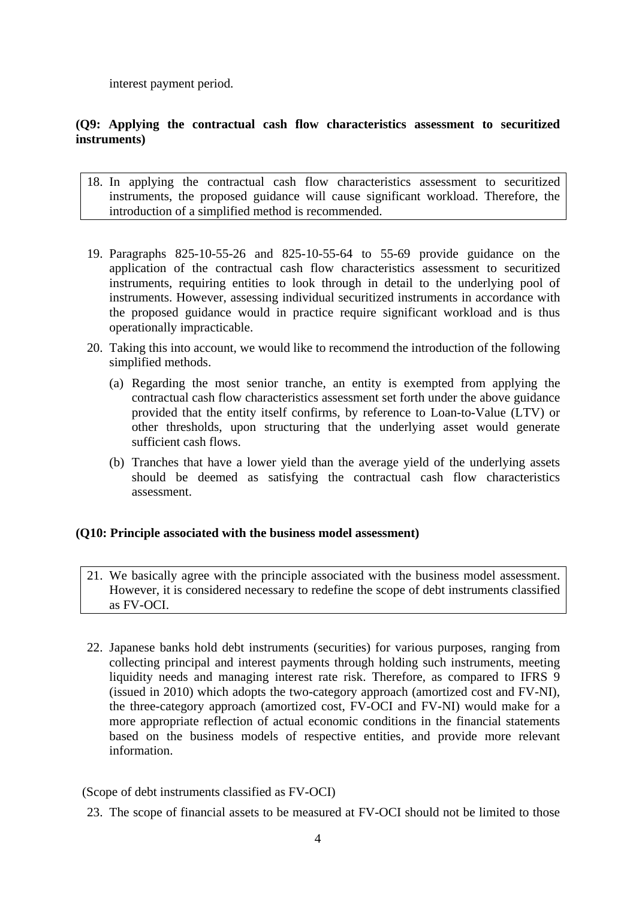interest payment period.

**(Q9: Applying the contractual cash flow characteristics assessment to securitized instruments)**

18. In applying the contractual cash flow characteristics assessment to securitized instruments, the proposed guidance will cause significant workload. Therefore, the introduction of a simplified method is recommended.

19. Paragraphs 825-10-55-26 and 825-10-55-64 to 55-69 provide guidance on the application of the contractual cash flow characteristics assessment to securitized instruments, requiring entities to look through in detail to the underlying pool of instruments. However, assessing individual securitized instruments in accordance with the proposed guidance would in practice require significant workload and is thus operationally impracticable.

20. Taking this into account, we would like to recommend the introduction of the following simplified methods.

    (a) Regarding the most senior tranche, an entity is exempted from applying the contractual cash flow characteristics assessment set forth under the above guidance provided that the entity itself confirms, by reference to Loan-to-Value (LTV) or other thresholds, upon structuring that the underlying asset would generate sufficient cash flows.

    (b) Tranches that have a lower yield than the average yield of the underlying assets should be deemed as satisfying the contractual cash flow characteristics assessment.

**(Q10: Principle associated with the business model assessment)**

21. We basically agree with the principle associated with the business model assessment. However, it is considered necessary to redefine the scope of debt instruments classified as FV-OCI.

22. Japanese banks hold debt instruments (securities) for various purposes, ranging from collecting principal and interest payments through holding such instruments, meeting liquidity needs and managing interest rate risk. Therefore, as compared to IFRS 9 (issued in 2010) which adopts the two-category approach (amortized cost and FV-NI), the three-category approach (amortized cost, FV-OCI and FV-NI) would make for a more appropriate reflection of actual economic conditions in the financial statements based on the business models of respective entities, and provide more relevant information.

(Scope of debt instruments classified as FV-OCI)

23. The scope of financial assets to be measured at FV-OCI should not be limited to those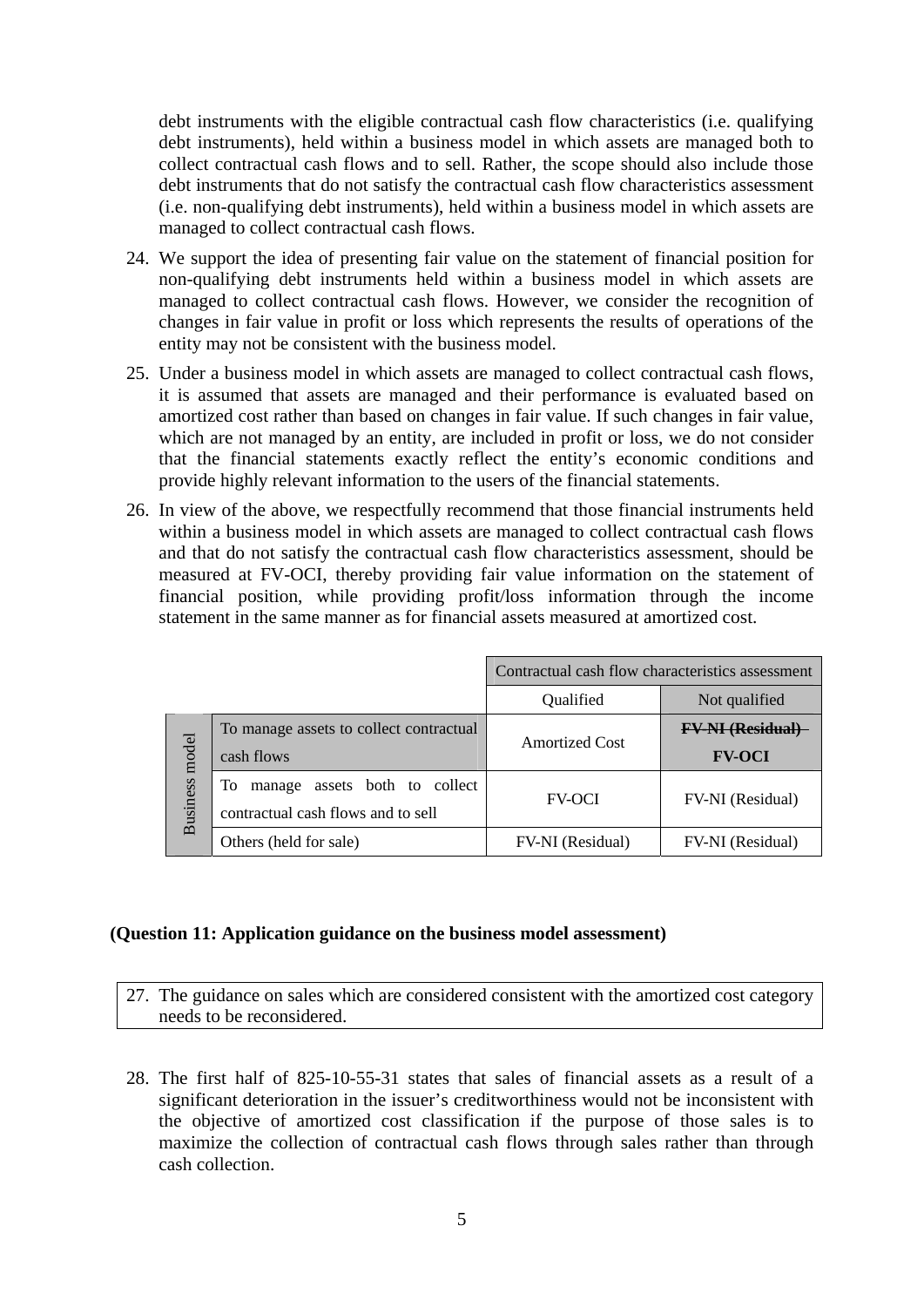debt instruments with the eligible contractual cash flow characteristics (i.e. qualifying debt instruments), held within a business model in which assets are managed both to collect contractual cash flows and to sell. Rather, the scope should also include those debt instruments that do not satisfy the contractual cash flow characteristics assessment (i.e. non-qualifying debt instruments), held within a business model in which assets are managed to collect contractual cash flows.

24. We support the idea of presenting fair value on the statement of financial position for non-qualifying debt instruments held within a business model in which assets are managed to collect contractual cash flows. However, we consider the recognition of changes in fair value in profit or loss which represents the results of operations of the entity may not be consistent with the business model.

25. Under a business model in which assets are managed to collect contractual cash flows, it is assumed that assets are managed and their performance is evaluated based on amortized cost rather than based on changes in fair value. If such changes in fair value, which are not managed by an entity, are included in profit or loss, we do not consider that the financial statements exactly reflect the entity's economic conditions and provide highly relevant information to the users of the financial statements.

26. In view of the above, we respectfully recommend that those financial instruments held within a business model in which assets are managed to collect contractual cash flows and that do not satisfy the contractual cash flow characteristics assessment, should be measured at FV-OCI, thereby providing fair value information on the statement of financial position, while providing profit/loss information through the income statement in the same manner as for financial assets measured at amortized cost.

| | | Contractual cash flow characteristics assessment | |
|---|---|---|---|
| | | Qualified | Not qualified |
| Business model | To manage assets to collect contractual cash flows | Amortized Cost | ~~**FV-NI (Residual)**~~ **FV-OCI** |
| | To manage assets both to collect contractual cash flows and to sell | FV-OCI | FV-NI (Residual) |
| | Others (held for sale) | FV-NI (Residual) | FV-NI (Residual) |

**(Question 11: Application guidance on the business model assessment)**

27. The guidance on sales which are considered consistent with the amortized cost category needs to be reconsidered.

28. The first half of 825-10-55-31 states that sales of financial assets as a result of a significant deterioration in the issuer's creditworthiness would not be inconsistent with the objective of amortized cost classification if the purpose of those sales is to maximize the collection of contractual cash flows through sales rather than through cash collection.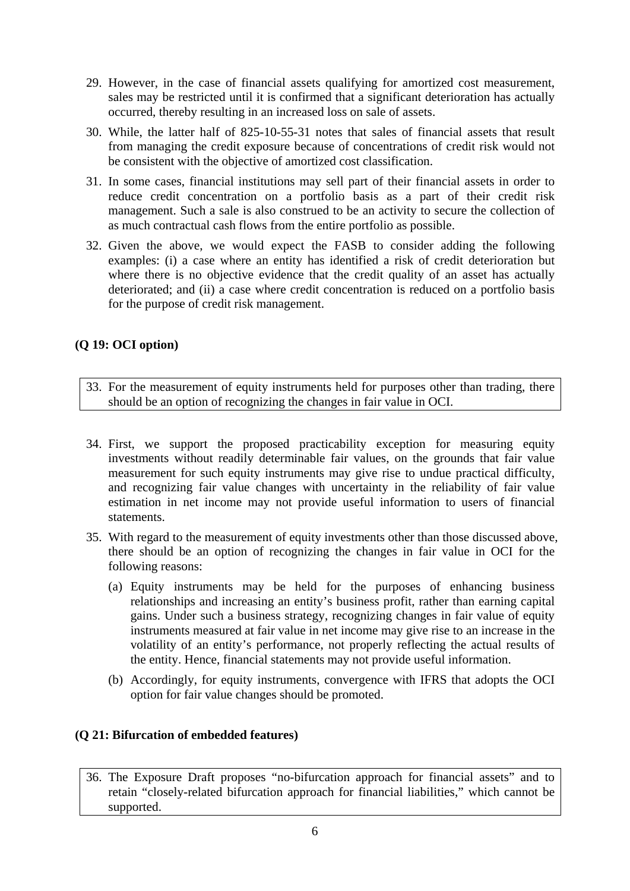29. However, in the case of financial assets qualifying for amortized cost measurement, sales may be restricted until it is confirmed that a significant deterioration has actually occurred, thereby resulting in an increased loss on sale of assets.

30. While, the latter half of 825-10-55-31 notes that sales of financial assets that result from managing the credit exposure because of concentrations of credit risk would not be consistent with the objective of amortized cost classification.

31. In some cases, financial institutions may sell part of their financial assets in order to reduce credit concentration on a portfolio basis as a part of their credit risk management. Such a sale is also construed to be an activity to secure the collection of as much contractual cash flows from the entire portfolio as possible.

32. Given the above, we would expect the FASB to consider adding the following examples: (i) a case where an entity has identified a risk of credit deterioration but where there is no objective evidence that the credit quality of an asset has actually deteriorated; and (ii) a case where credit concentration is reduced on a portfolio basis for the purpose of credit risk management.

**(Q 19: OCI option)**

33. For the measurement of equity instruments held for purposes other than trading, there should be an option of recognizing the changes in fair value in OCI.

34. First, we support the proposed practicability exception for measuring equity investments without readily determinable fair values, on the grounds that fair value measurement for such equity instruments may give rise to undue practical difficulty, and recognizing fair value changes with uncertainty in the reliability of fair value estimation in net income may not provide useful information to users of financial statements.

35. With regard to the measurement of equity investments other than those discussed above, there should be an option of recognizing the changes in fair value in OCI for the following reasons:

    (a) Equity instruments may be held for the purposes of enhancing business relationships and increasing an entity's business profit, rather than earning capital gains. Under such a business strategy, recognizing changes in fair value of equity instruments measured at fair value in net income may give rise to an increase in the volatility of an entity's performance, not properly reflecting the actual results of the entity. Hence, financial statements may not provide useful information.

    (b) Accordingly, for equity instruments, convergence with IFRS that adopts the OCI option for fair value changes should be promoted.

**(Q 21: Bifurcation of embedded features)**

36. The Exposure Draft proposes "no-bifurcation approach for financial assets" and to retain "closely-related bifurcation approach for financial liabilities," which cannot be supported.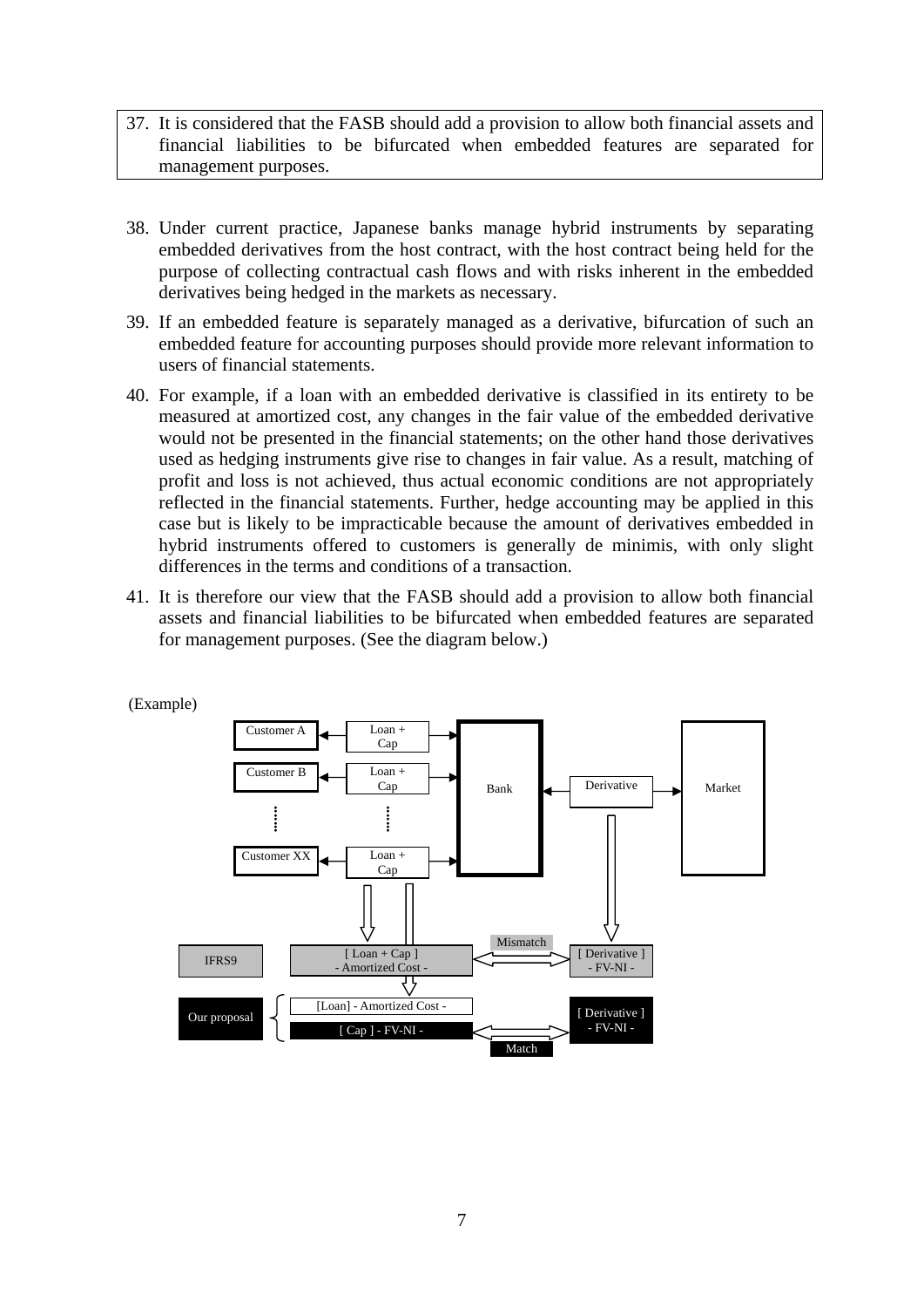37. It is considered that the FASB should add a provision to allow both financial assets and financial liabilities to be bifurcated when embedded features are separated for management purposes.

38. Under current practice, Japanese banks manage hybrid instruments by separating embedded derivatives from the host contract, with the host contract being held for the purpose of collecting contractual cash flows and with risks inherent in the embedded derivatives being hedged in the markets as necessary.

39. If an embedded feature is separately managed as a derivative, bifurcation of such an embedded feature for accounting purposes should provide more relevant information to users of financial statements.

40. For example, if a loan with an embedded derivative is classified in its entirety to be measured at amortized cost, any changes in the fair value of the embedded derivative would not be presented in the financial statements; on the other hand those derivatives used as hedging instruments give rise to changes in fair value. As a result, matching of profit and loss is not achieved, thus actual economic conditions are not appropriately reflected in the financial statements. Further, hedge accounting may be applied in this case but is likely to be impracticable because the amount of derivatives embedded in hybrid instruments offered to customers is generally de minimis, with only slight differences in the terms and conditions of a transaction.

41. It is therefore our view that the FASB should add a provision to allow both financial assets and financial liabilities to be bifurcated when embedded features are separated for management purposes. (See the diagram below.)

(Example)

Customer A
Customer B
Customer XX
Loan + Cap
Loan + Cap
Loan + Cap
Bank
Derivative
Market

IFRS9
[ Loan + Cap ] - Amortized Cost -
Mismatch
[ Derivative ] - FV-NI -

Our proposal
[Loan] - Amortized Cost -
[ Cap ] - FV-NI -
Match
[ Derivative ] - FV-NI -